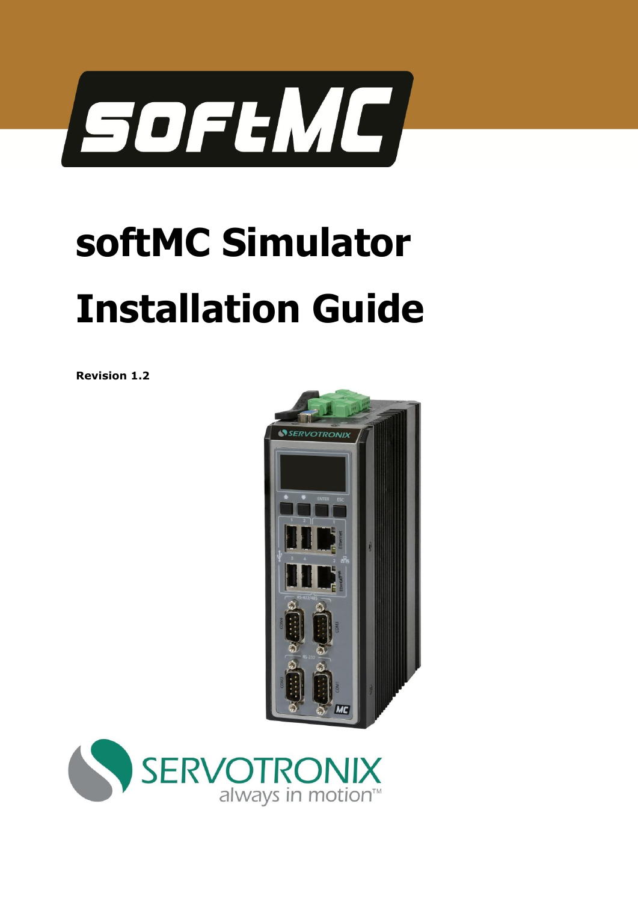# softMC Simulator

# Installation Guide

**Revision 1.2**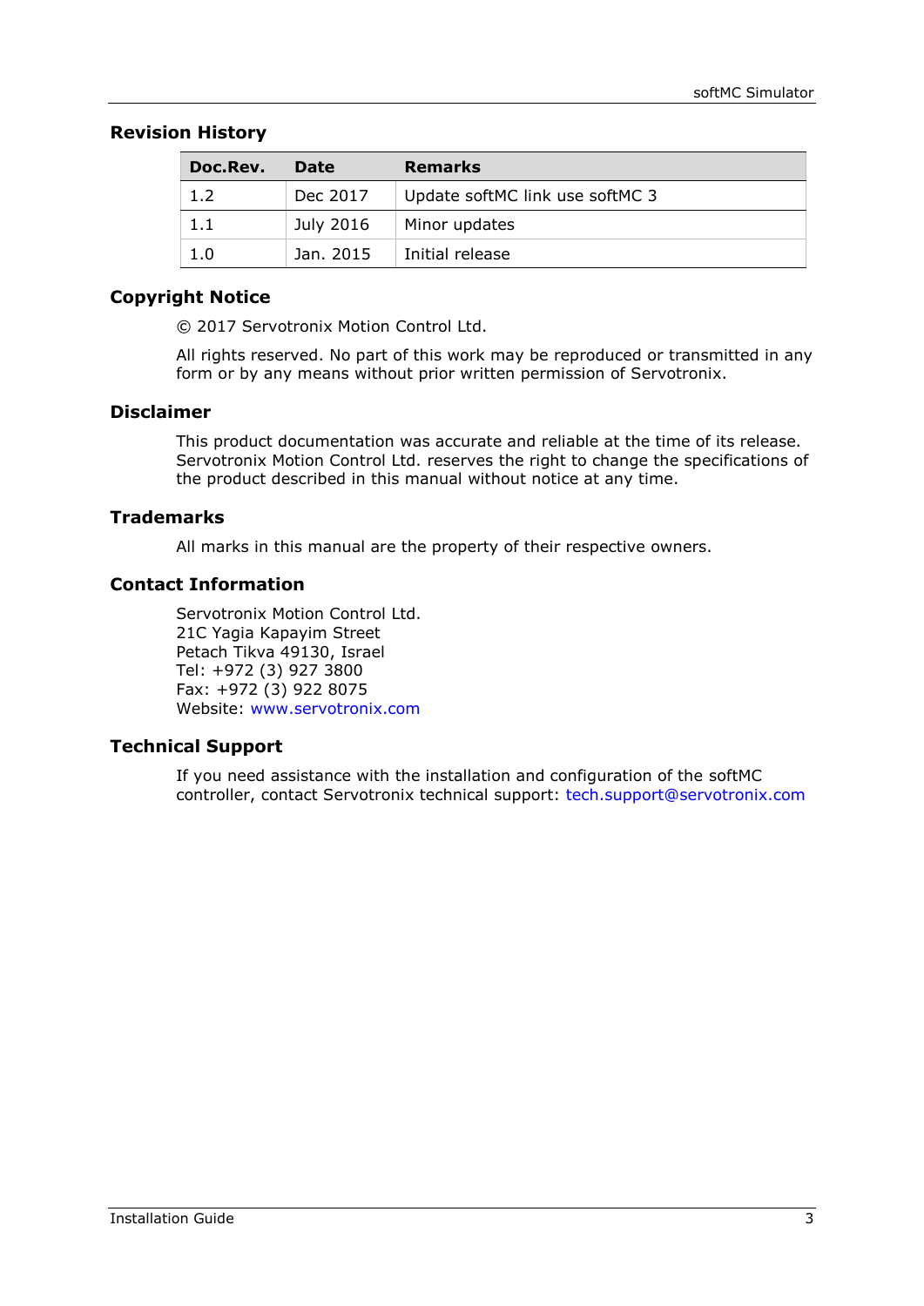## Revision History

| Doc.Rev. | Date | Remarks |
|---|---|---|
| 1.2 | Dec 2017 | Update softMC link use softMC 3 |
| 1.1 | July 2016 | Minor updates |
| 1.0 | Jan. 2015 | Initial release |

## Copyright Notice

© 2017 Servotronix Motion Control Ltd.

All rights reserved. No part of this work may be reproduced or transmitted in any form or by any means without prior written permission of Servotronix.

## Disclaimer

This product documentation was accurate and reliable at the time of its release. Servotronix Motion Control Ltd. reserves the right to change the specifications of the product described in this manual without notice at any time.

## Trademarks

All marks in this manual are the property of their respective owners.

## Contact Information

Servotronix Motion Control Ltd.
21C Yagia Kapayim Street
Petach Tikva 49130, Israel
Tel: +972 (3) 927 3800
Fax: +972 (3) 922 8075
Website: www.servotronix.com

## Technical Support

If you need assistance with the installation and configuration of the softMC controller, contact Servotronix technical support: tech.support@servotronix.com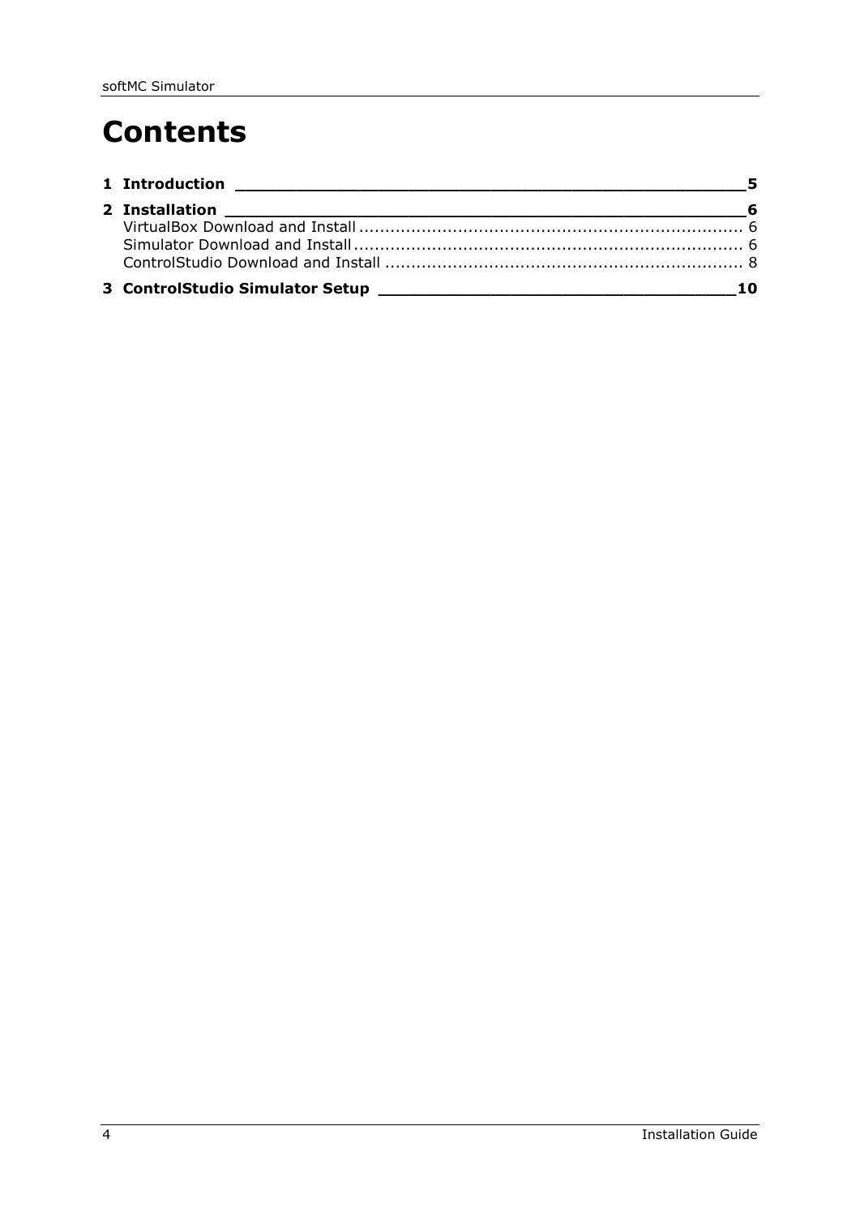# Contents

**1 Introduction** — **5**

**2 Installation** — **6**

- VirtualBox Download and Install — 6
- Simulator Download and Install — 6
- ControlStudio Download and Install — 8

**3 ControlStudio Simulator Setup** — **10**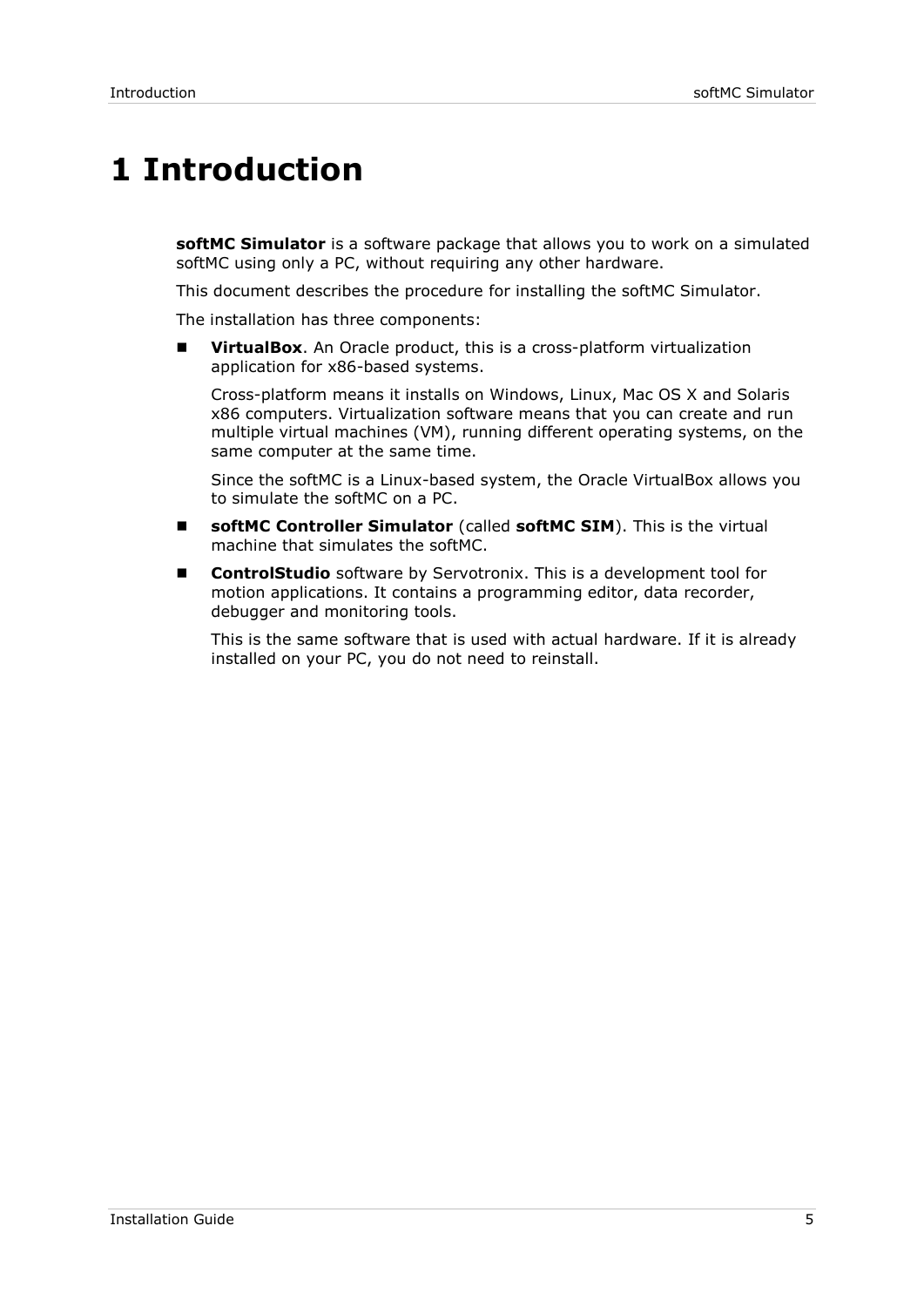# 1 Introduction

**softMC Simulator** is a software package that allows you to work on a simulated softMC using only a PC, without requiring any other hardware.

This document describes the procedure for installing the softMC Simulator.

The installation has three components:

- **VirtualBox**. An Oracle product, this is a cross-platform virtualization application for x86-based systems.

  Cross-platform means it installs on Windows, Linux, Mac OS X and Solaris x86 computers. Virtualization software means that you can create and run multiple virtual machines (VM), running different operating systems, on the same computer at the same time.

  Since the softMC is a Linux-based system, the Oracle VirtualBox allows you to simulate the softMC on a PC.

- **softMC Controller Simulator** (called **softMC SIM**). This is the virtual machine that simulates the softMC.

- **ControlStudio** software by Servotronix. This is a development tool for motion applications. It contains a programming editor, data recorder, debugger and monitoring tools.

  This is the same software that is used with actual hardware. If it is already installed on your PC, you do not need to reinstall.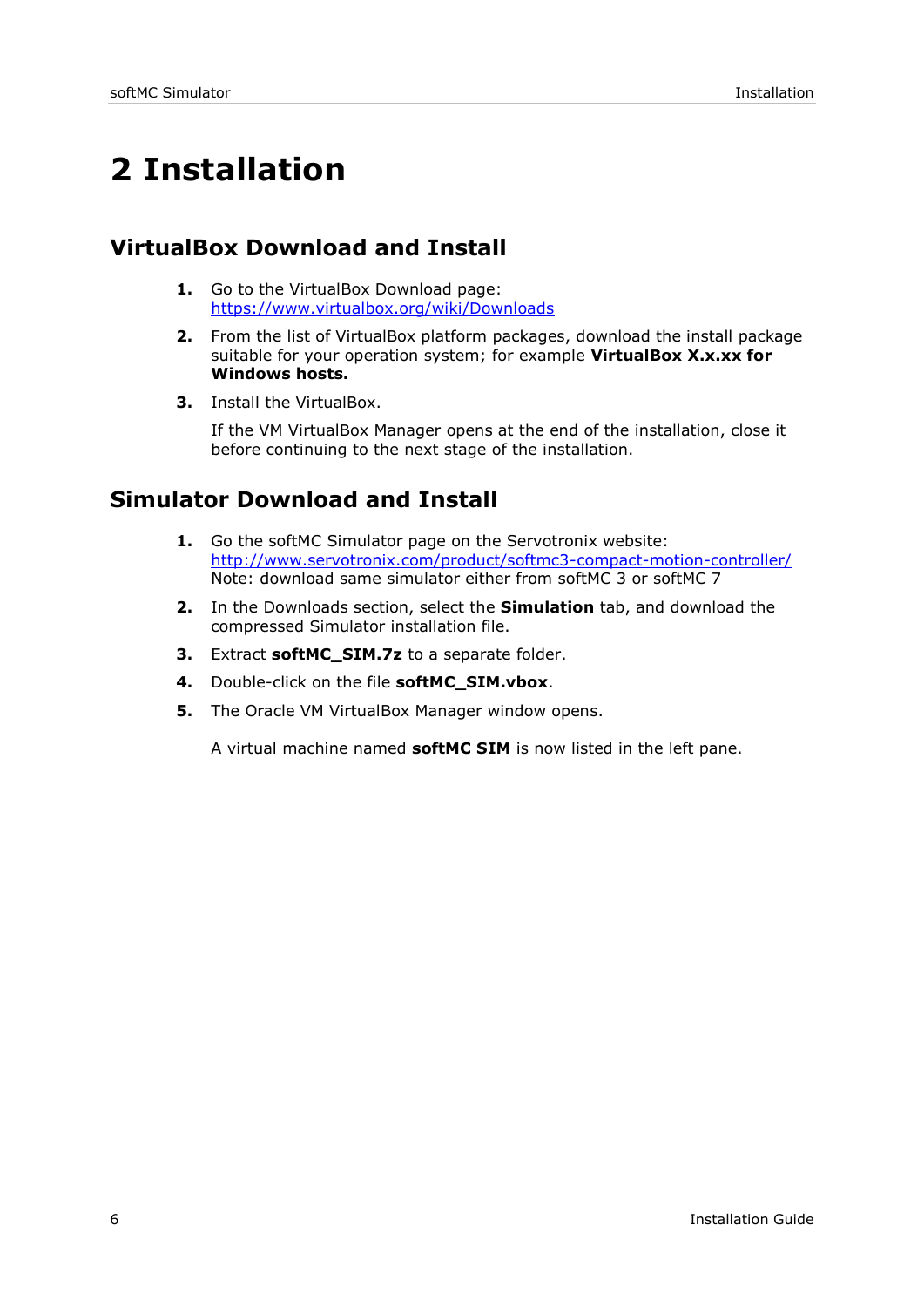# 2 Installation

## VirtualBox Download and Install

1. Go to the VirtualBox Download page: [https://www.virtualbox.org/wiki/Downloads](https://www.virtualbox.org/wiki/Downloads)
2. From the list of VirtualBox platform packages, download the install package suitable for your operation system; for example **VirtualBox X.x.xx for Windows hosts.**
3. Install the VirtualBox.

   If the VM VirtualBox Manager opens at the end of the installation, close it before continuing to the next stage of the installation.

## Simulator Download and Install

1. Go the softMC Simulator page on the Servotronix website: [http://www.servotronix.com/product/softmc3-compact-motion-controller/](http://www.servotronix.com/product/softmc3-compact-motion-controller/)
   Note: download same simulator either from softMC 3 or softMC 7
2. In the Downloads section, select the **Simulation** tab, and download the compressed Simulator installation file.
3. Extract **softMC_SIM.7z** to a separate folder.
4. Double-click on the file **softMC_SIM.vbox**.
5. The Oracle VM VirtualBox Manager window opens.

   A virtual machine named **softMC SIM** is now listed in the left pane.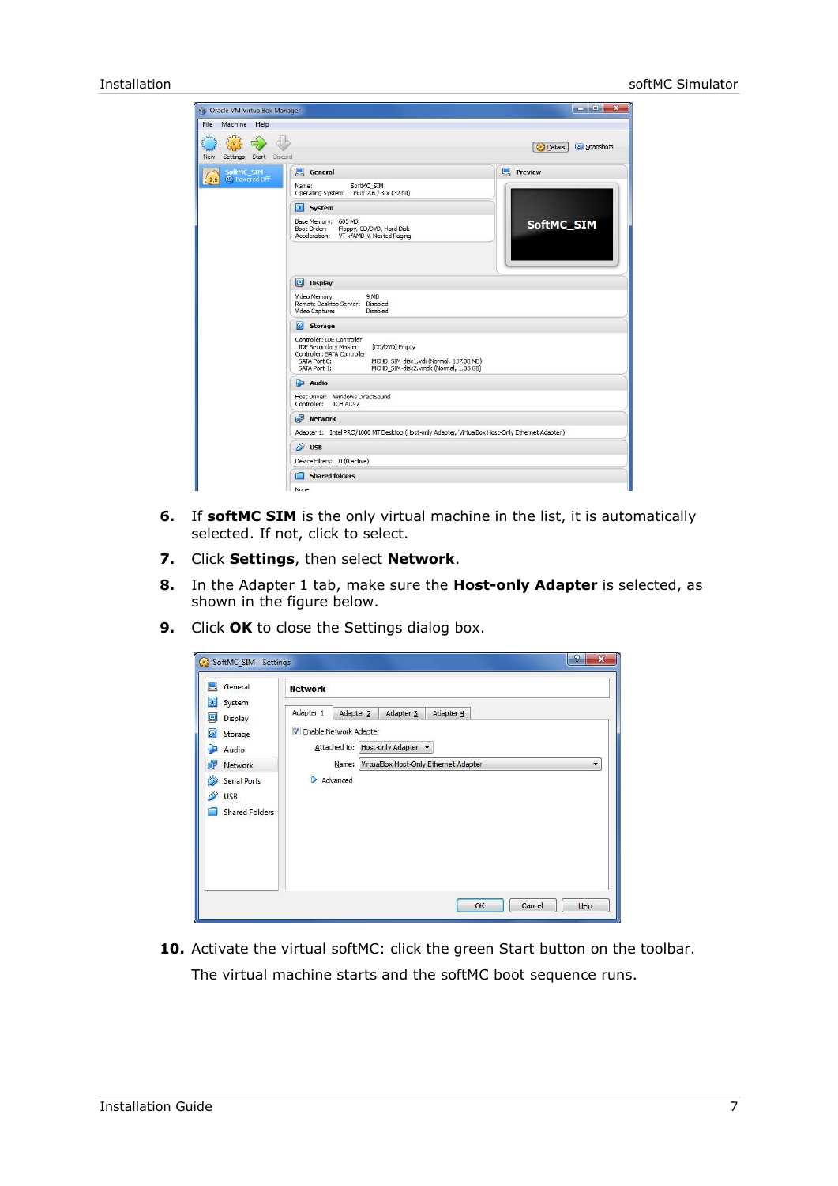6. If **softMC SIM** is the only virtual machine in the list, it is automatically selected. If not, click to select.
7. Click **Settings**, then select **Network**.
8. In the Adapter 1 tab, make sure the **Host-only Adapter** is selected, as shown in the figure below.
9. Click **OK** to close the Settings dialog box.

10. Activate the virtual softMC: click the green Start button on the toolbar.

    The virtual machine starts and the softMC boot sequence runs.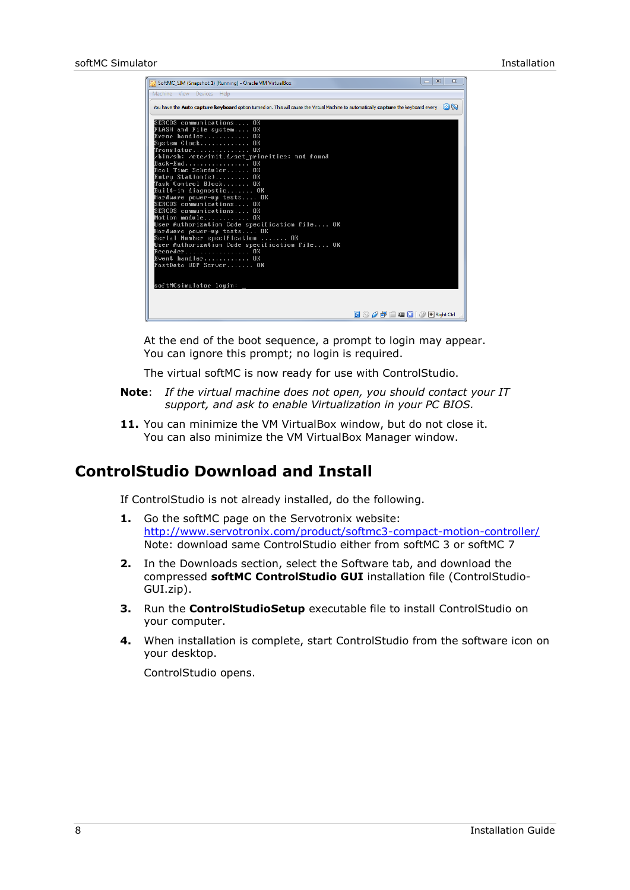At the end of the boot sequence, a prompt to login may appear. You can ignore this prompt; no login is required.

The virtual softMC is now ready for use with ControlStudio.

**Note**: *If the virtual machine does not open, you should contact your IT support, and ask to enable Virtualization in your PC BIOS.*

**11.** You can minimize the VM VirtualBox window, but do not close it. You can also minimize the VM VirtualBox Manager window.

## ControlStudio Download and Install

If ControlStudio is not already installed, do the following.

1. Go the softMC page on the Servotronix website: [http://www.servotronix.com/product/softmc3-compact-motion-controller/](http://www.servotronix.com/product/softmc3-compact-motion-controller/)
   Note: download same ControlStudio either from softMC 3 or softMC 7
2. In the Downloads section, select the Software tab, and download the compressed **softMC ControlStudio GUI** installation file (ControlStudio-GUI.zip).
3. Run the **ControlStudioSetup** executable file to install ControlStudio on your computer.
4. When installation is complete, start ControlStudio from the software icon on your desktop.

   ControlStudio opens.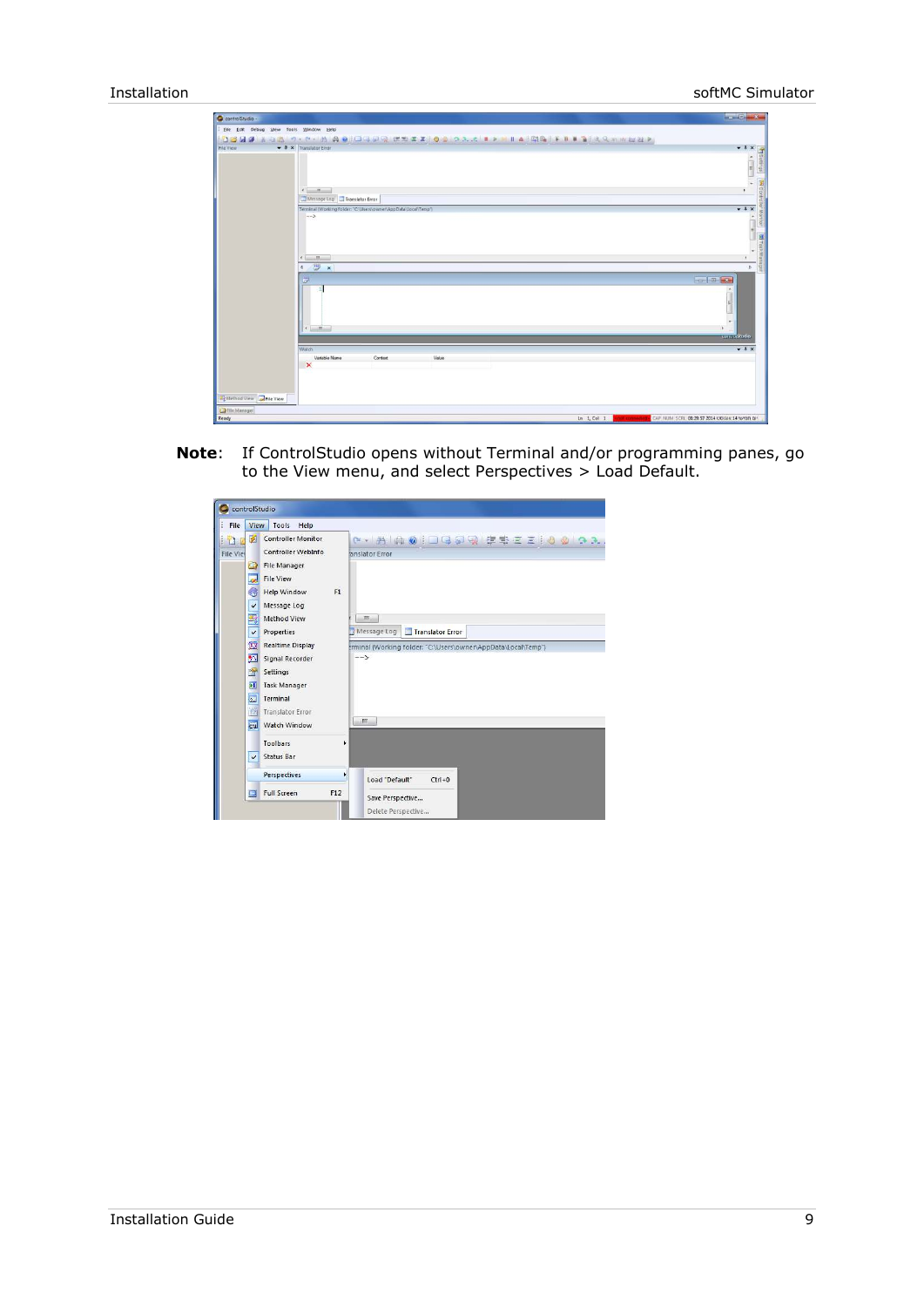**Note**: If ControlStudio opens without Terminal and/or programming panes, go to the View menu, and select Perspectives > Load Default.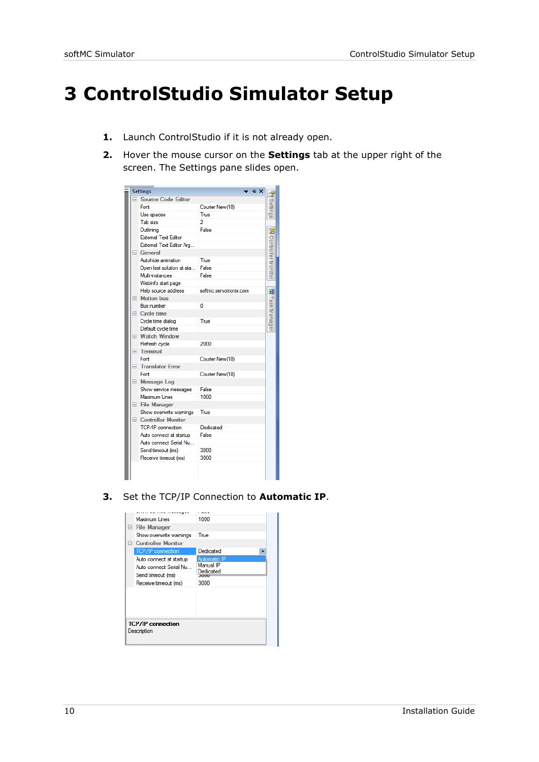# 3 ControlStudio Simulator Setup

1. Launch ControlStudio if it is not already open.
2. Hover the mouse cursor on the **Settings** tab at the upper right of the screen. The Settings pane slides open.
3. Set the TCP/IP Connection to **Automatic IP**.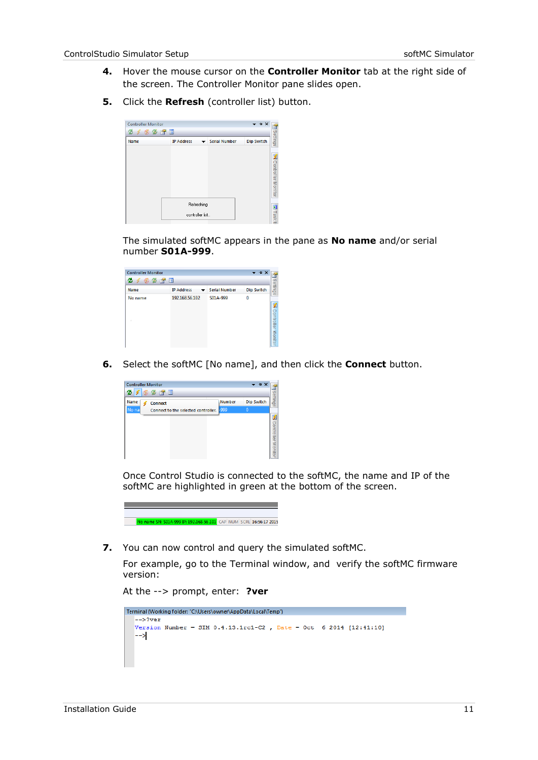4. Hover the mouse cursor on the **Controller Monitor** tab at the right side of the screen. The Controller Monitor pane slides open.

5. Click the **Refresh** (controller list) button.

   The simulated softMC appears in the pane as **No name** and/or serial number **S01A-999**.

6. Select the softMC [No name], and then click the **Connect** button.

   Once Control Studio is connected to the softMC, the name and IP of the softMC are highlighted in green at the bottom of the screen.

7. You can now control and query the simulated softMC.

   For example, go to the Terminal window, and verify the softMC firmware version:

   At the --> prompt, enter: **?ver**

```
-->?ver
Version Number - SIM 0.4.13.1rc1-C2 , Date - Oct  6 2014 [12:41:10]
-->
```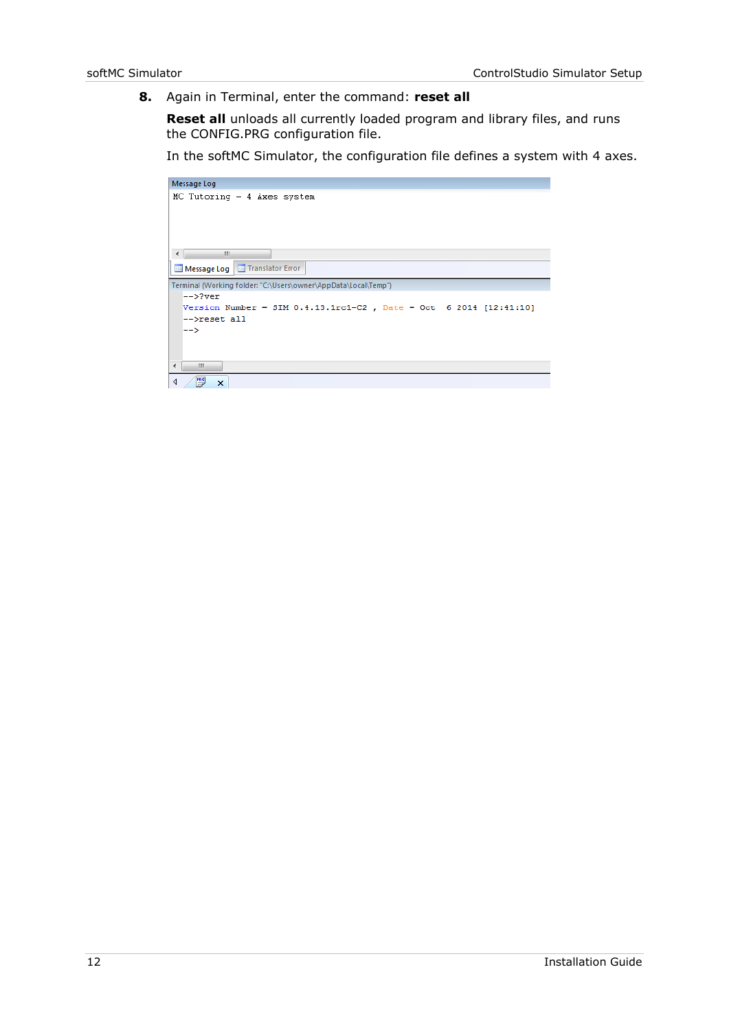8. Again in Terminal, enter the command: **reset all**

   **Reset all** unloads all currently loaded program and library files, and runs the CONFIG.PRG configuration file.

   In the softMC Simulator, the configuration file defines a system with 4 axes.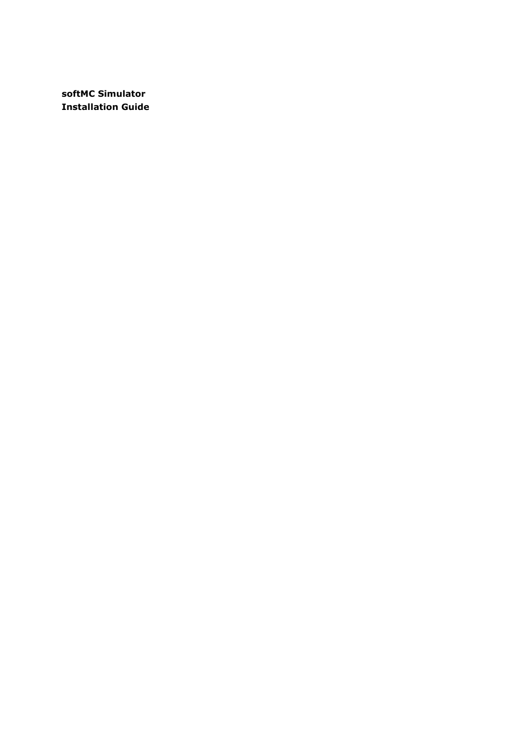**softMC Simulator**
**Installation Guide**